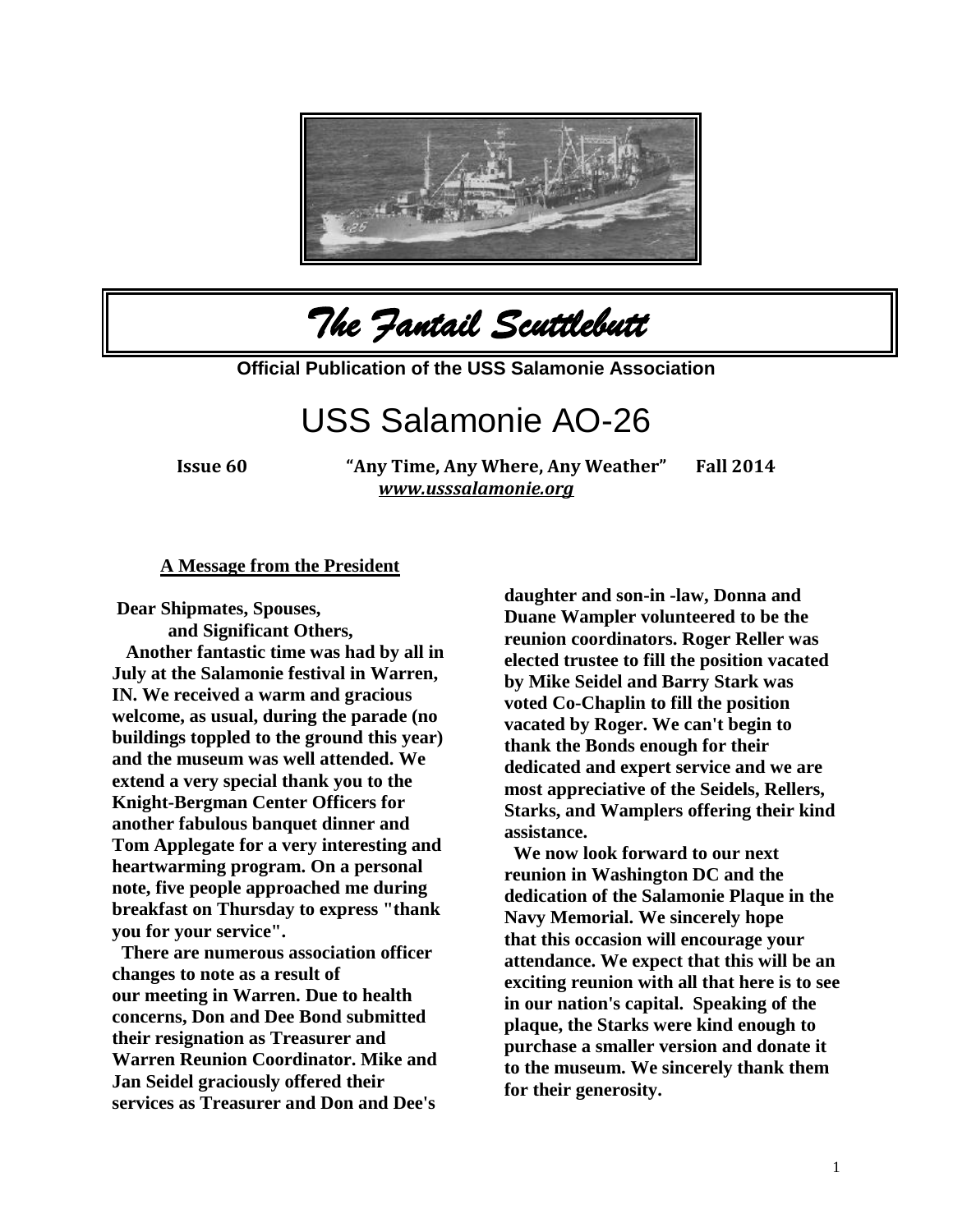# *The Fantail Scuttlebutt*

**Official Publication of the USS Salamonie Association**

## USS Salamonie AO-26

**Issue 60** **"Any Time, Any Where, Any Weather"** **Fall 2014**

***www.usssalamonie.org***

### A Message from the President

**Dear Shipmates, Spouses, and Significant Others,**

**Another fantastic time was had by all in July at the Salamonie festival in Warren, IN. We received a warm and gracious welcome, as usual, during the parade (no buildings toppled to the ground this year) and the museum was well attended. We extend a very special thank you to the Knight-Bergman Center Officers for another fabulous banquet dinner and Tom Applegate for a very interesting and heartwarming program. On a personal note, five people approached me during breakfast on Thursday to express "thank you for your service".**

**There are numerous association officer changes to note as a result of our meeting in Warren. Due to health concerns, Don and Dee Bond submitted their resignation as Treasurer and Warren Reunion Coordinator. Mike and Jan Seidel graciously offered their services as Treasurer and Don and Dee's daughter and son-in -law, Donna and Duane Wampler volunteered to be the reunion coordinators. Roger Reller was elected trustee to fill the position vacated by Mike Seidel and Barry Stark was voted Co-Chaplin to fill the position vacated by Roger. We can't begin to thank the Bonds enough for their dedicated and expert service and we are most appreciative of the Seidels, Rellers, Starks, and Wamplers offering their kind assistance.**

**We now look forward to our next reunion in Washington DC and the dedication of the Salamonie Plaque in the Navy Memorial. We sincerely hope that this occasion will encourage your attendance. We expect that this will be an exciting reunion with all that here is to see in our nation's capital. Speaking of the plaque, the Starks were kind enough to purchase a smaller version and donate it to the museum. We sincerely thank them for their generosity.**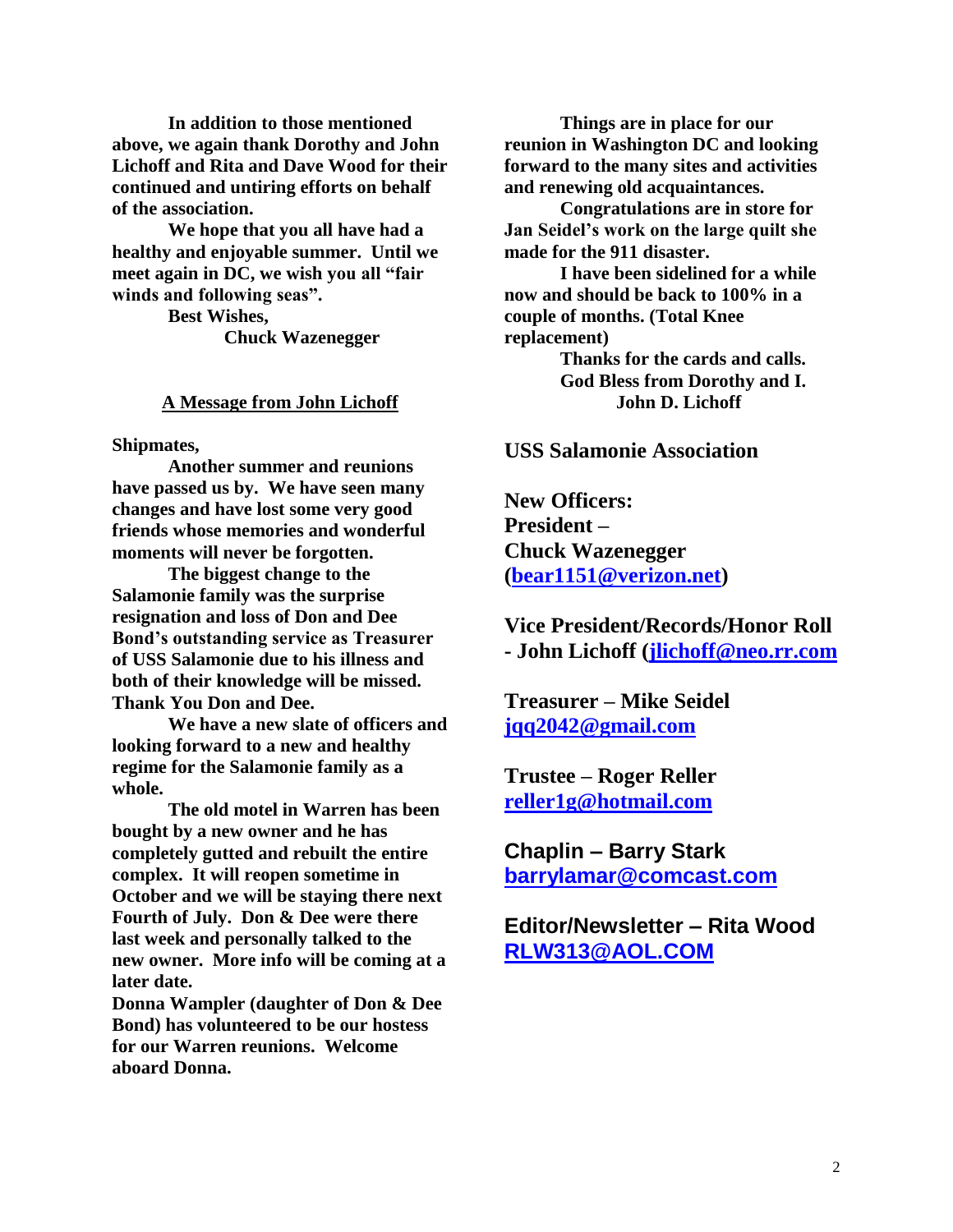**In addition to those mentioned above, we again thank Dorothy and John Lichoff and Rita and Dave Wood for their continued and untiring efforts on behalf of the association.**

**We hope that you all have had a healthy and enjoyable summer. Until we meet again in DC, we wish you all "fair winds and following seas".**

**Best Wishes,**

**Chuck Wazenegger**

## A Message from John Lichoff

**Shipmates,**

**Another summer and reunions have passed us by. We have seen many changes and have lost some very good friends whose memories and wonderful moments will never be forgotten.**

**The biggest change to the Salamonie family was the surprise resignation and loss of Don and Dee Bond's outstanding service as Treasurer of USS Salamonie due to his illness and both of their knowledge will be missed. Thank You Don and Dee.**

**We have a new slate of officers and looking forward to a new and healthy regime for the Salamonie family as a whole.**

**The old motel in Warren has been bought by a new owner and he has completely gutted and rebuilt the entire complex. It will reopen sometime in October and we will be staying there next Fourth of July. Don & Dee were there last week and personally talked to the new owner. More info will be coming at a later date.**

**Donna Wampler (daughter of Don & Dee Bond) has volunteered to be our hostess for our Warren reunions. Welcome aboard Donna.**

**Things are in place for our reunion in Washington DC and looking forward to the many sites and activities and renewing old acquaintances.**

**Congratulations are in store for Jan Seidel's work on the large quilt she made for the 911 disaster.**

**I have been sidelined for a while now and should be back to 100% in a couple of months. (Total Knee replacement)**

**Thanks for the cards and calls.**

**God Bless from Dorothy and I.**

**John D. Lichoff**

## USS Salamonie Association

**New Officers:**

**President – Chuck Wazenegger (bear1151@verizon.net)**

**Vice President/Records/Honor Roll - John Lichoff (jlichoff@neo.rr.com**

**Treasurer – Mike Seidel jqq2042@gmail.com**

**Trustee – Roger Reller reller1g@hotmail.com**

**Chaplin – Barry Stark barrylamar@comcast.com**

**Editor/Newsletter – Rita Wood RLW313@AOL.COM**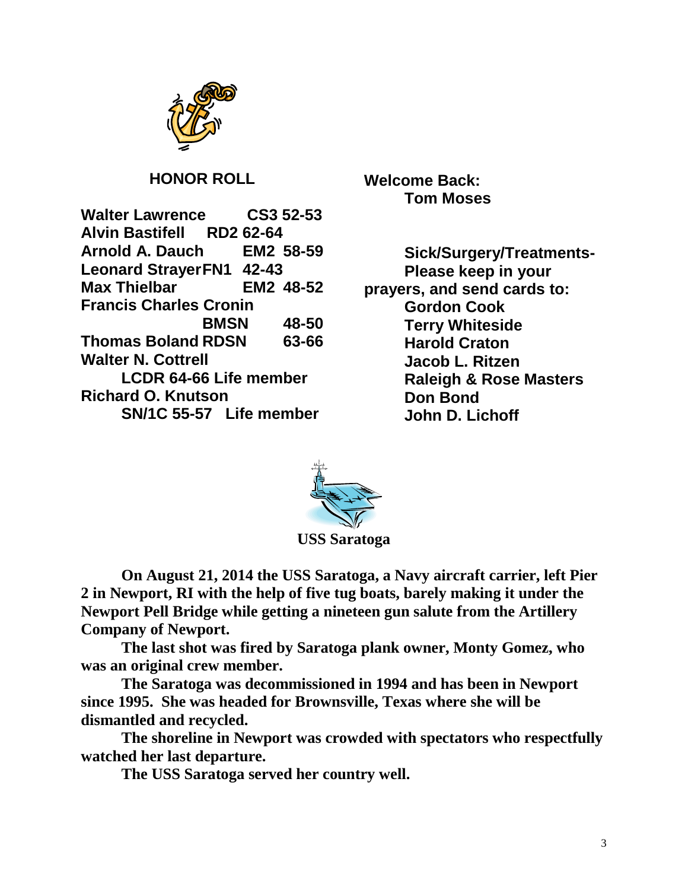## HONOR ROLL

**Walter Lawrence CS3 52-53**
**Alvin Bastifell RD2 62-64**
**Arnold A. Dauch EM2 58-59**
**Leonard Strayer FN1 42-43**
**Max Thielbar EM2 48-52**
**Francis Charles Cronin BMSN 48-50**
**Thomas Boland RDSN 63-66**
**Walter N. Cottrell LCDR 64-66 Life member**
**Richard O. Knutson SN/1C 55-57 Life member**

**Welcome Back:**
**Tom Moses**

**Sick/Surgery/Treatments- Please keep in your prayers, and send cards to:**
**Gordon Cook**
**Terry Whiteside**
**Harold Craton**
**Jacob L. Ritzen**
**Raleigh & Rose Masters**
**Don Bond**
**John D. Lichoff**

**USS Saratoga**

**On August 21, 2014 the USS Saratoga, a Navy aircraft carrier, left Pier 2 in Newport, RI with the help of five tug boats, barely making it under the Newport Pell Bridge while getting a nineteen gun salute from the Artillery Company of Newport.**

**The last shot was fired by Saratoga plank owner, Monty Gomez, who was an original crew member.**

**The Saratoga was decommissioned in 1994 and has been in Newport since 1995. She was headed for Brownsville, Texas where she will be dismantled and recycled.**

**The shoreline in Newport was crowded with spectators who respectfully watched her last departure.**

**The USS Saratoga served her country well.**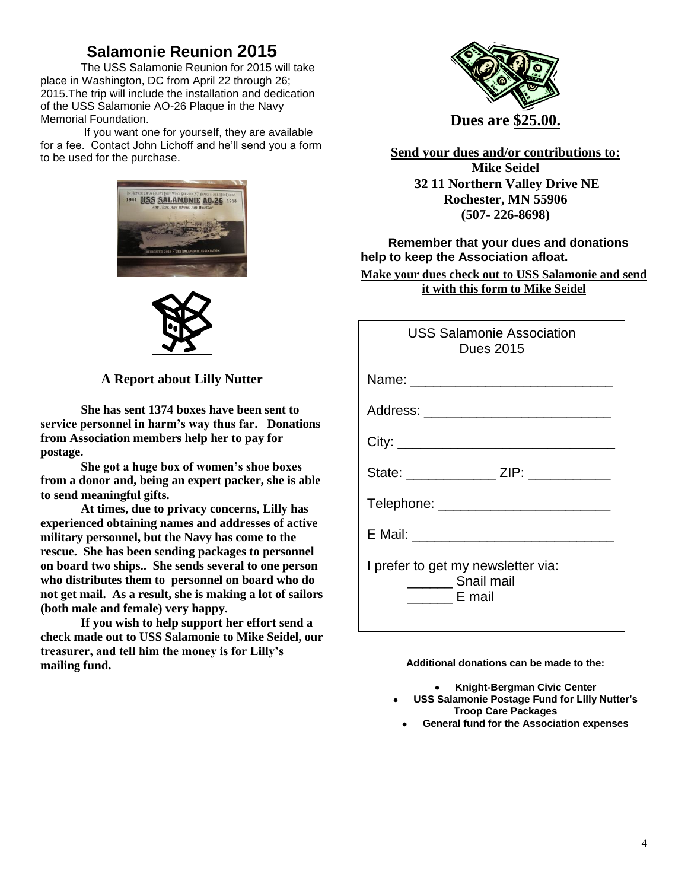## Salamonie Reunion 2015

The USS Salamonie Reunion for 2015 will take place in Washington, DC from April 22 through 26; 2015.The trip will include the installation and dedication of the USS Salamonie AO-26 Plaque in the Navy Memorial Foundation.

If you want one for yourself, they are available for a fee. Contact John Lichoff and he'll send you a form to be used for the purchase.

### A Report about Lilly Nutter

**She has sent 1374 boxes have been sent to service personnel in harm's way thus far. Donations from Association members help her to pay for postage.**

**She got a huge box of women's shoe boxes from a donor and, being an expert packer, she is able to send meaningful gifts.**

**At times, due to privacy concerns, Lilly has experienced obtaining names and addresses of active military personnel, but the Navy has come to the rescue. She has been sending packages to personnel on board two ships.. She sends several to one person who distributes them to personnel on board who do not get mail. As a result, she is making a lot of sailors (both male and female) very happy.**

**If you wish to help support her effort send a check made out to USS Salamonie to Mike Seidel, our treasurer, and tell him the money is for Lilly's mailing fund.**

**Dues are $25.00.**

**Send your dues and/or contributions to:**
**Mike Seidel**
**32 11 Northern Valley Drive NE**
**Rochester, MN 55906**
**(507- 226-8698)**

**Remember that your dues and donations help to keep the Association afloat.**

**Make your dues check out to USS Salamonie and send it with this form to Mike Seidel**

USS Salamonie Association
Dues 2015

Name: ___________________________

Address: _________________________

City: _____________________________

State: ____________ ZIP: ___________

Telephone: _______________________

E Mail: ___________________________

I prefer to get my newsletter via:
______ Snail mail
______ E mail

**Additional donations can be made to the:**

- **Knight-Bergman Civic Center**
- **USS Salamonie Postage Fund for Lilly Nutter's Troop Care Packages**
- **General fund for the Association expenses**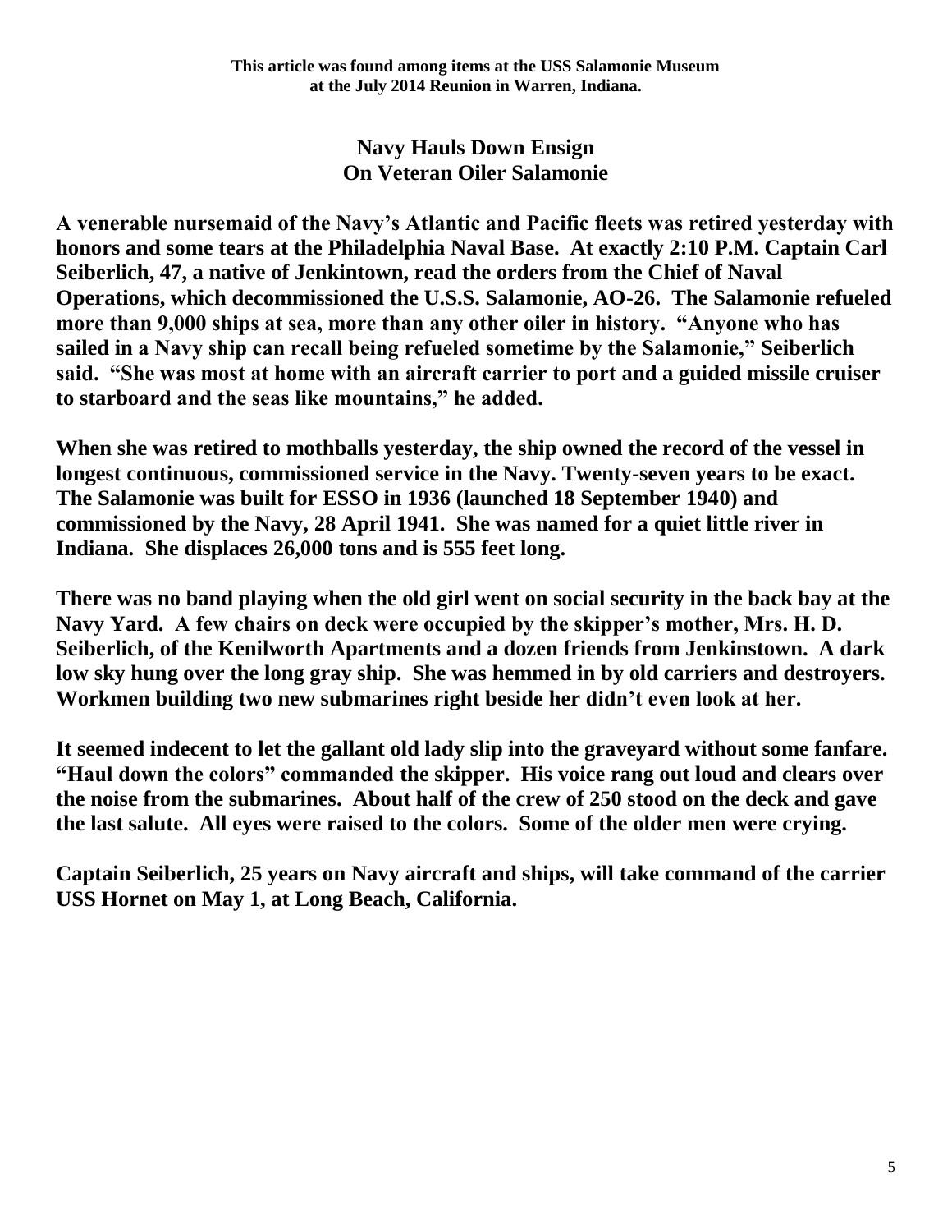**This article was found among items at the USS Salamonie Museum at the July 2014 Reunion in Warren, Indiana.**

# Navy Hauls Down Ensign On Veteran Oiler Salamonie

**A venerable nursemaid of the Navy's Atlantic and Pacific fleets was retired yesterday with honors and some tears at the Philadelphia Naval Base. At exactly 2:10 P.M. Captain Carl Seiberlich, 47, a native of Jenkintown, read the orders from the Chief of Naval Operations, which decommissioned the U.S.S. Salamonie, AO-26. The Salamonie refueled more than 9,000 ships at sea, more than any other oiler in history. "Anyone who has sailed in a Navy ship can recall being refueled sometime by the Salamonie," Seiberlich said. "She was most at home with an aircraft carrier to port and a guided missile cruiser to starboard and the seas like mountains," he added.**

**When she was retired to mothballs yesterday, the ship owned the record of the vessel in longest continuous, commissioned service in the Navy. Twenty-seven years to be exact. The Salamonie was built for ESSO in 1936 (launched 18 September 1940) and commissioned by the Navy, 28 April 1941. She was named for a quiet little river in Indiana. She displaces 26,000 tons and is 555 feet long.**

**There was no band playing when the old girl went on social security in the back bay at the Navy Yard. A few chairs on deck were occupied by the skipper's mother, Mrs. H. D. Seiberlich, of the Kenilworth Apartments and a dozen friends from Jenkinstown. A dark low sky hung over the long gray ship. She was hemmed in by old carriers and destroyers. Workmen building two new submarines right beside her didn't even look at her.**

**It seemed indecent to let the gallant old lady slip into the graveyard without some fanfare. "Haul down the colors" commanded the skipper. His voice rang out loud and clears over the noise from the submarines. About half of the crew of 250 stood on the deck and gave the last salute. All eyes were raised to the colors. Some of the older men were crying.**

**Captain Seiberlich, 25 years on Navy aircraft and ships, will take command of the carrier USS Hornet on May 1, at Long Beach, California.**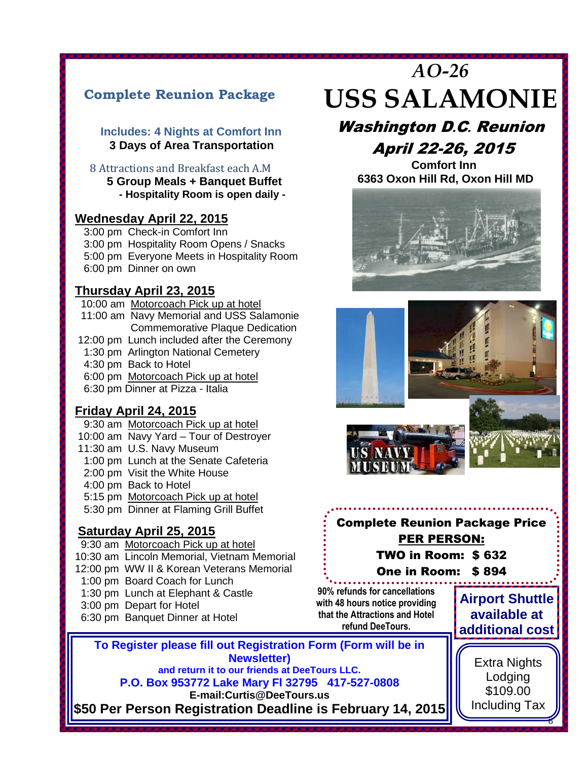# AO-26
# USS SALAMONIE

## *Washington D.C. Reunion*
## *April 22-26, 2015*

**Comfort Inn**
**6363 Oxon Hill Rd, Oxon Hill MD**

## Complete Reunion Package

**Includes: 4 Nights at Comfort Inn**
**3 Days of Area Transportation**

8 Attractions and Breakfast each A.M
**5 Group Meals + Banquet Buffet**
**- Hospitality Room is open daily -**

### Wednesday April 22, 2015

- 3:00 pm Check-in Comfort Inn
- 3:00 pm Hospitality Room Opens / Snacks
- 5:00 pm Everyone Meets in Hospitality Room
- 6:00 pm Dinner on own

### Thursday April 23, 2015

- 10:00 am Motorcoach Pick up at hotel
- 11:00 am Navy Memorial and USS Salamonie Commemorative Plaque Dedication
- 12:00 pm Lunch included after the Ceremony
- 1:30 pm Arlington National Cemetery
- 4:30 pm Back to Hotel
- 6:00 pm Motorcoach Pick up at hotel
- 6:30 pm Dinner at Pizza - Italia

### Friday April 24, 2015

- 9:30 am Motorcoach Pick up at hotel
- 10:00 am Navy Yard – Tour of Destroyer
- 11:30 am U.S. Navy Museum
- 1:00 pm Lunch at the Senate Cafeteria
- 2:00 pm Visit the White House
- 4:00 pm Back to Hotel
- 5:15 pm Motorcoach Pick up at hotel
- 5:30 pm Dinner at Flaming Grill Buffet

### Saturday April 25, 2015

- 9:30 am Motorcoach Pick up at hotel
- 10:30 am Lincoln Memorial, Vietnam Memorial
- 12:00 pm WW II & Korean Veterans Memorial
- 1:00 pm Board Coach for Lunch
- 1:30 pm Lunch at Elephant & Castle
- 3:00 pm Depart for Hotel
- 6:30 pm Banquet Dinner at Hotel

**Complete Reunion Package Price**
**PER PERSON:**
**TWO in Room: $ 632**
**One in Room: $ 894**

**90% refunds for cancellations with 48 hours notice providing that the Attractions and Hotel refund DeeTours.**

**Airport Shuttle available at additional cost**

**To Register please fill out Registration Form (Form will be in Newsletter)**
**and return it to our friends at DeeTours LLC.**
**P.O. Box 953772 Lake Mary Fl 32795 417-527-0808**
**E-mail:Curtis@DeeTours.us**
**$50 Per Person Registration Deadline is February 14, 2015**

Extra Nights Lodging
$109.00
Including Tax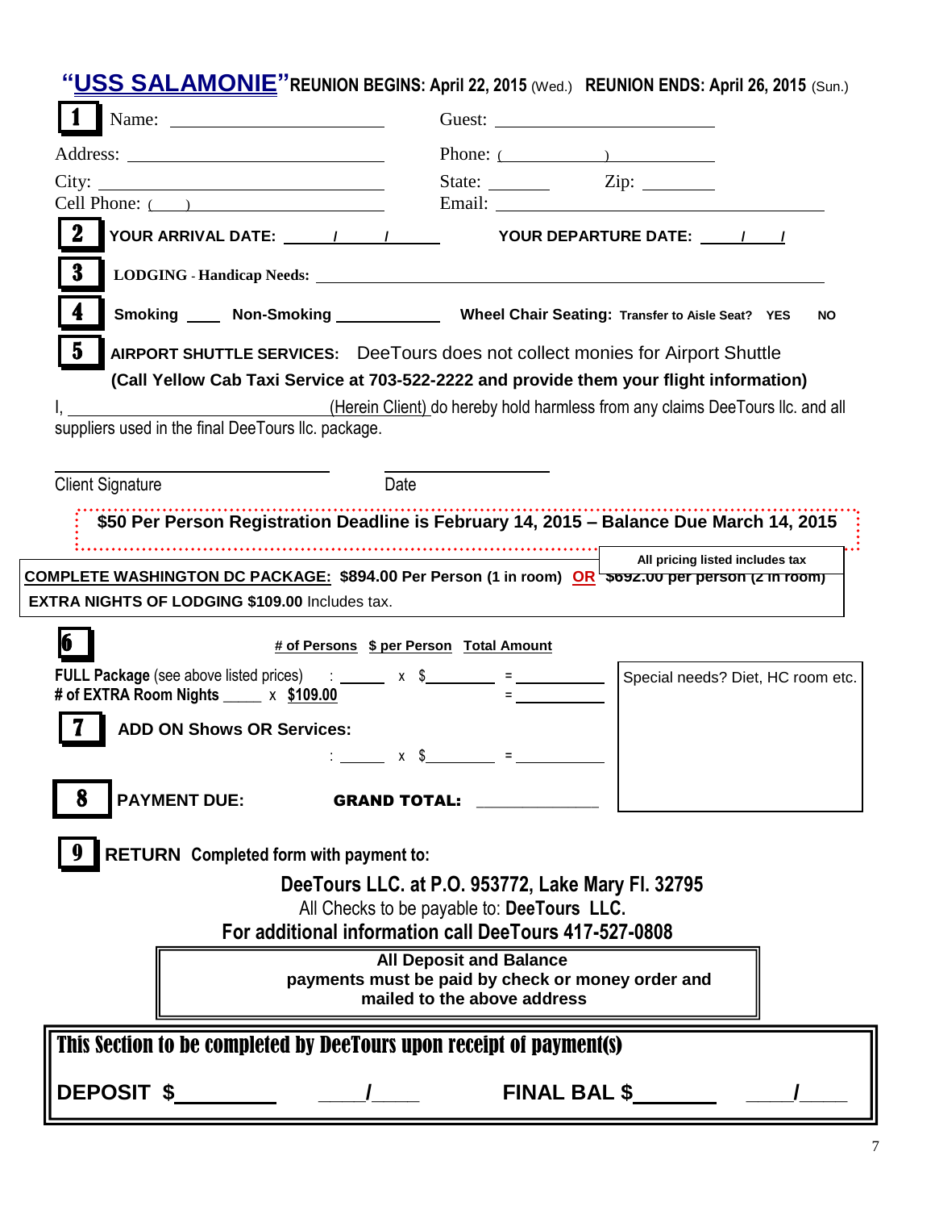# "USS SALAMONIE" REUNION BEGINS: April 22, 2015 (Wed.) REUNION ENDS: April 26, 2015 (Sun.)

**1** Name: ______________________ Guest: ______________________

Address: ______________________ Phone: ( ) ______________

City: ______________________ State: _______ Zip: ________

Cell Phone: ( ) ______________ Email: ______________________

**2** **YOUR ARRIVAL DATE: ____/____/____** **YOUR DEPARTURE DATE: ____/____/____**

**3** **LODGING - Handicap Needs:** ______________________________________________

**4** **Smoking ____ Non-Smoking ________** **Wheel Chair Seating:** **Transfer to Aisle Seat? YES NO**

**5** **AIRPORT SHUTTLE SERVICES:** DeeTours does not collect monies for Airport Shuttle
**(Call Yellow Cab Taxi Service at 703-522-2222 and provide them your flight information)**

I, ______________________ (Herein Client) do hereby hold harmless from any claims DeeTours llc. and all suppliers used in the final DeeTours llc. package.

______________________ ______________
Client Signature Date

**$50 Per Person Registration Deadline is February 14, 2015 – Balance Due March 14, 2015**

**All pricing listed includes tax**

**COMPLETE WASHINGTON DC PACKAGE: $894.00 Per Person (1 in room) OR ~~$692.00 per person (2 in room)~~**
**EXTRA NIGHTS OF LODGING $109.00** Includes tax.

**6**

| | # of Persons | $ per Person | Total Amount |
|---|---|---|---|
| **FULL Package** (see above listed prices) | : ______ | x $________ | = __________ |
| **# of EXTRA Room Nights** _____ | | x **$109.00** | = __________ |

Special needs? Diet, HC room etc.

**7** **ADD ON Shows OR Services:**

: ______ x $________ = __________

**8** **PAYMENT DUE:** **GRAND TOTAL:** ____________

**9** **RETURN Completed form with payment to:**

**DeeTours LLC. at P.O. 953772, Lake Mary Fl. 32795**
All Checks to be payable to: **DeeTours LLC.**
**For additional information call DeeTours 417-527-0808**

**All Deposit and Balance payments must be paid by check or money order and mailed to the above address**

**This Section to be completed by DeeTours upon receipt of payment(s)**

**DEPOSIT $**________ ____/____ **FINAL BAL $**________ ____/____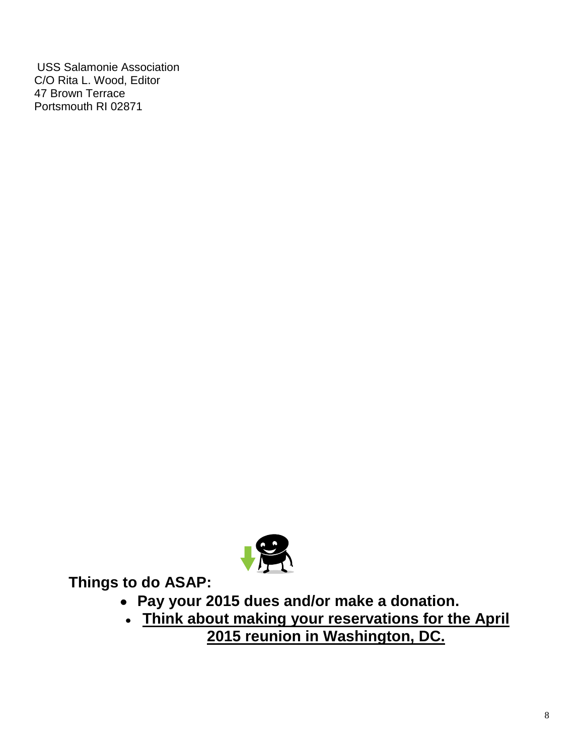USS Salamonie Association
C/O Rita L. Wood, Editor
47 Brown Terrace
Portsmouth RI 02871

**Things to do ASAP:**

- **Pay your 2015 dues and/or make a donation.**
- **<u>Think about making your reservations for the April 2015 reunion in Washington, DC.</u>**